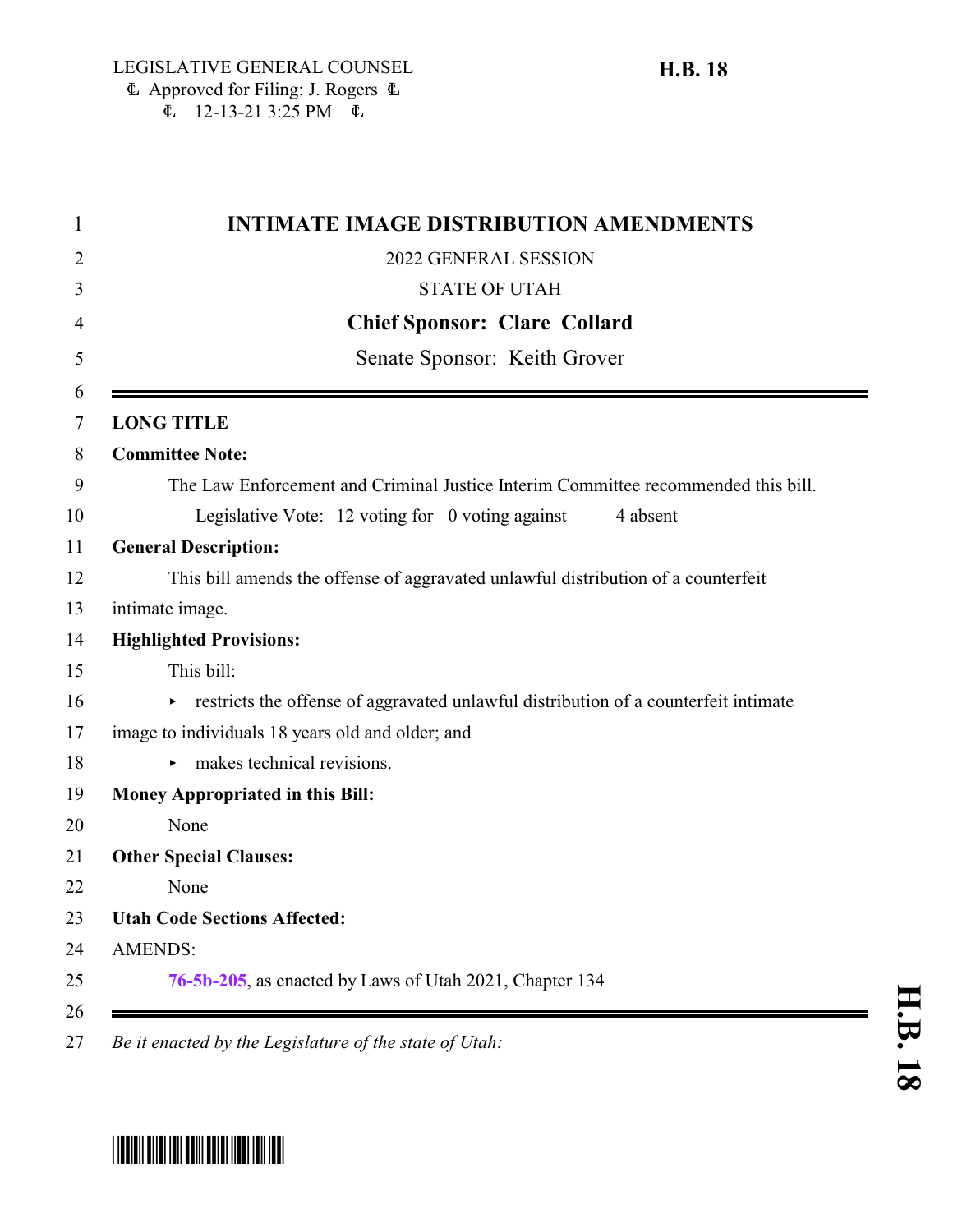LEGISLATIVE GENERAL COUNSEL
Approved for Filing: J. Rogers
12-13-21 3:25 PM

**H.B. 18**

# INTIMATE IMAGE DISTRIBUTION AMENDMENTS

2022 GENERAL SESSION

STATE OF UTAH

**Chief Sponsor: Clare Collard**

Senate Sponsor: Keith Grover

---

**LONG TITLE**

**Committee Note:**

The Law Enforcement and Criminal Justice Interim Committee recommended this bill.

Legislative Vote: 12 voting for 0 voting against 4 absent

**General Description:**

This bill amends the offense of aggravated unlawful distribution of a counterfeit intimate image.

**Highlighted Provisions:**

This bill:

- restricts the offense of aggravated unlawful distribution of a counterfeit intimate image to individuals 18 years old and older; and
- makes technical revisions.

**Money Appropriated in this Bill:**

None

**Other Special Clauses:**

None

**Utah Code Sections Affected:**

AMENDS:

**76-5b-205**, as enacted by Laws of Utah 2021, Chapter 134

---

*Be it enacted by the Legislature of the state of Utah:*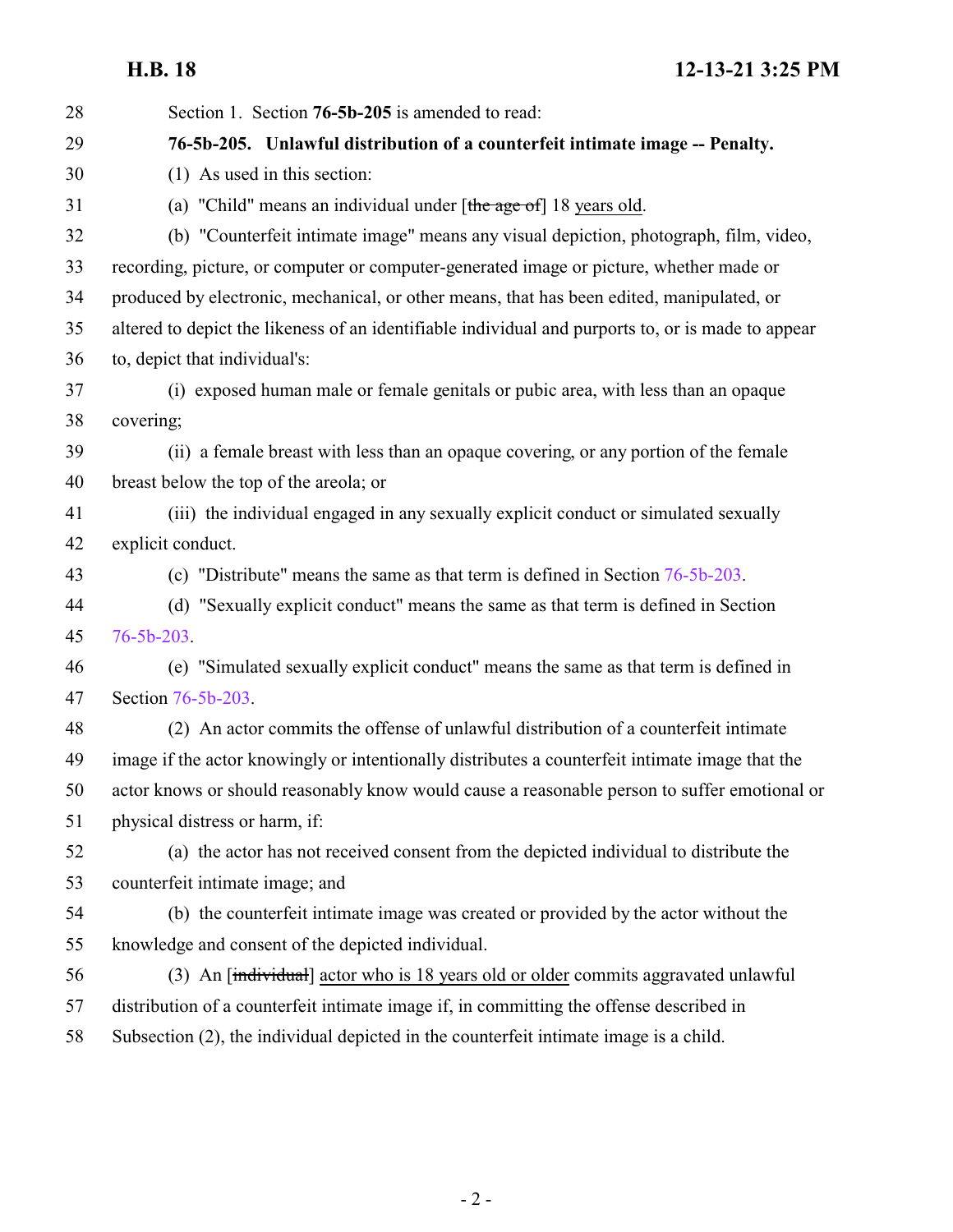Section 1. Section **76-5b-205** is amended to read:

**76-5b-205. Unlawful distribution of a counterfeit intimate image -- Penalty.**

(1) As used in this section:

(a) "Child" means an individual under [~~the age of~~] 18 years old.

(b) "Counterfeit intimate image" means any visual depiction, photograph, film, video, recording, picture, or computer or computer-generated image or picture, whether made or produced by electronic, mechanical, or other means, that has been edited, manipulated, or altered to depict the likeness of an identifiable individual and purports to, or is made to appear to, depict that individual's:

(i) exposed human male or female genitals or pubic area, with less than an opaque covering;

(ii) a female breast with less than an opaque covering, or any portion of the female breast below the top of the areola; or

(iii) the individual engaged in any sexually explicit conduct or simulated sexually explicit conduct.

(c) "Distribute" means the same as that term is defined in Section 76-5b-203.

(d) "Sexually explicit conduct" means the same as that term is defined in Section 76-5b-203.

(e) "Simulated sexually explicit conduct" means the same as that term is defined in Section 76-5b-203.

(2) An actor commits the offense of unlawful distribution of a counterfeit intimate image if the actor knowingly or intentionally distributes a counterfeit intimate image that the actor knows or should reasonably know would cause a reasonable person to suffer emotional or physical distress or harm, if:

(a) the actor has not received consent from the depicted individual to distribute the counterfeit intimate image; and

(b) the counterfeit intimate image was created or provided by the actor without the knowledge and consent of the depicted individual.

(3) An [~~individual~~] actor who is 18 years old or older commits aggravated unlawful distribution of a counterfeit intimate image if, in committing the offense described in Subsection (2), the individual depicted in the counterfeit intimate image is a child.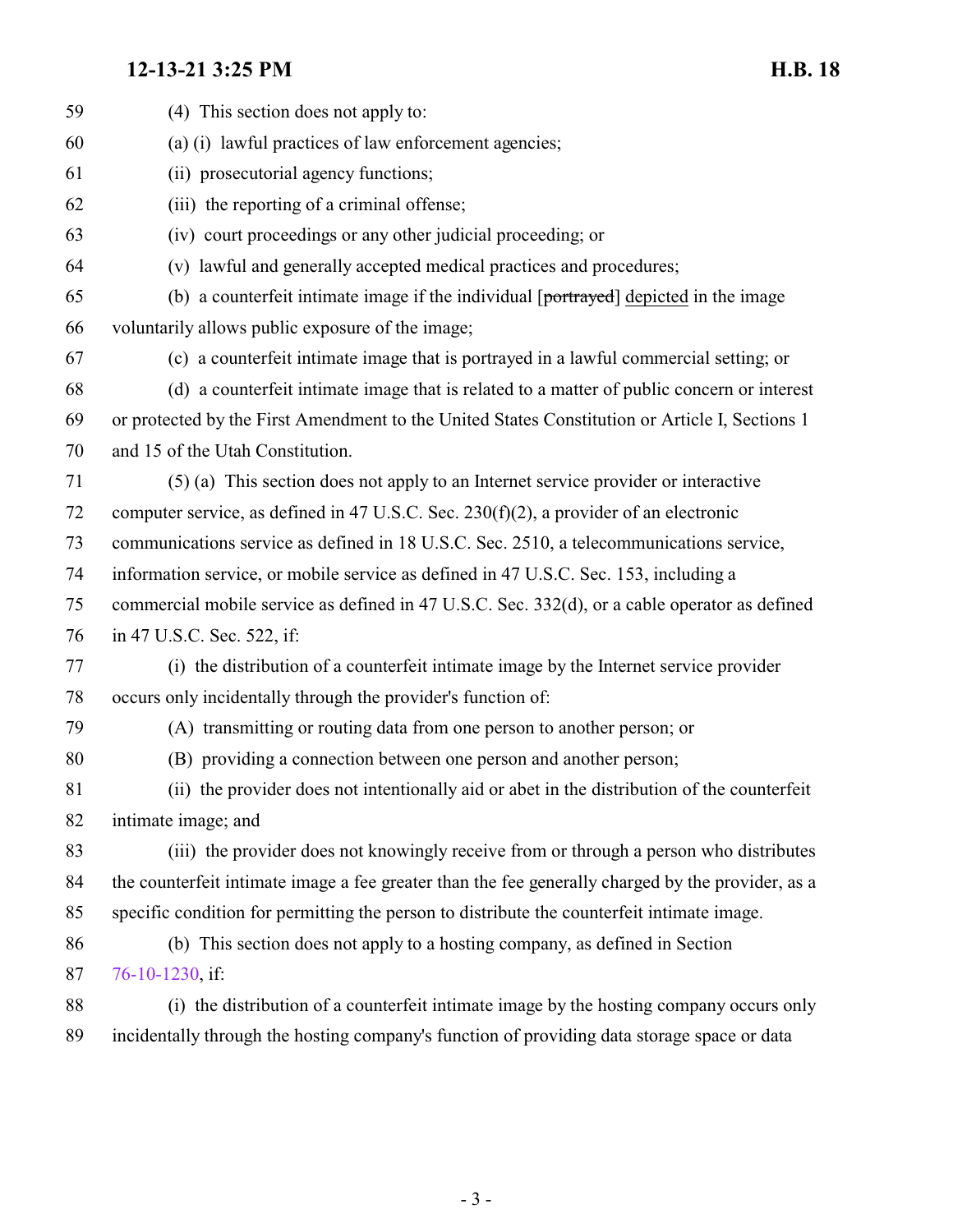(4) This section does not apply to:

(a) (i) lawful practices of law enforcement agencies;

(ii) prosecutorial agency functions;

(iii) the reporting of a criminal offense;

(iv) court proceedings or any other judicial proceeding; or

(v) lawful and generally accepted medical practices and procedures;

(b) a counterfeit intimate image if the individual [~~portrayed~~] depicted in the image voluntarily allows public exposure of the image;

(c) a counterfeit intimate image that is portrayed in a lawful commercial setting; or

(d) a counterfeit intimate image that is related to a matter of public concern or interest or protected by the First Amendment to the United States Constitution or Article I, Sections 1 and 15 of the Utah Constitution.

(5) (a) This section does not apply to an Internet service provider or interactive computer service, as defined in 47 U.S.C. Sec. 230(f)(2), a provider of an electronic communications service as defined in 18 U.S.C. Sec. 2510, a telecommunications service, information service, or mobile service as defined in 47 U.S.C. Sec. 153, including a commercial mobile service as defined in 47 U.S.C. Sec. 332(d), or a cable operator as defined in 47 U.S.C. Sec. 522, if:

(i) the distribution of a counterfeit intimate image by the Internet service provider occurs only incidentally through the provider's function of:

(A) transmitting or routing data from one person to another person; or

(B) providing a connection between one person and another person;

(ii) the provider does not intentionally aid or abet in the distribution of the counterfeit intimate image; and

(iii) the provider does not knowingly receive from or through a person who distributes the counterfeit intimate image a fee greater than the fee generally charged by the provider, as a specific condition for permitting the person to distribute the counterfeit intimate image.

(b) This section does not apply to a hosting company, as defined in Section 76-10-1230, if:

(i) the distribution of a counterfeit intimate image by the hosting company occurs only incidentally through the hosting company's function of providing data storage space or data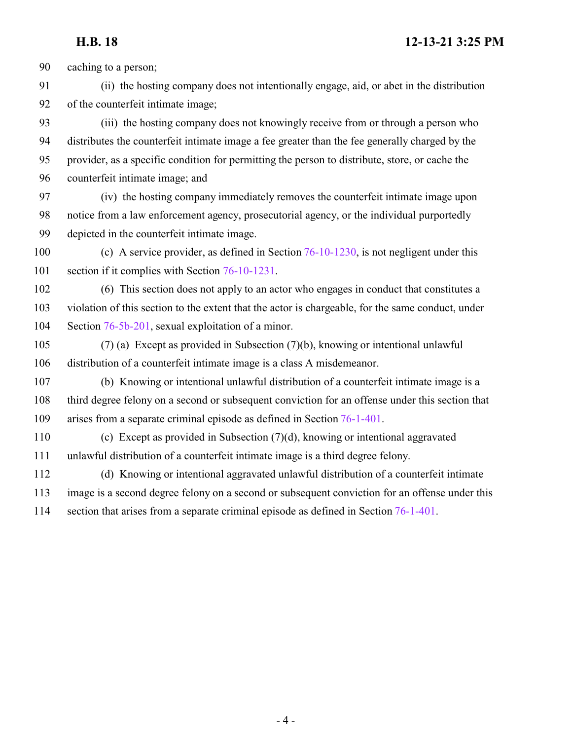caching to a person;

(ii) the hosting company does not intentionally engage, aid, or abet in the distribution of the counterfeit intimate image;

(iii) the hosting company does not knowingly receive from or through a person who distributes the counterfeit intimate image a fee greater than the fee generally charged by the provider, as a specific condition for permitting the person to distribute, store, or cache the counterfeit intimate image; and

(iv) the hosting company immediately removes the counterfeit intimate image upon notice from a law enforcement agency, prosecutorial agency, or the individual purportedly depicted in the counterfeit intimate image.

(c) A service provider, as defined in Section 76-10-1230, is not negligent under this section if it complies with Section 76-10-1231.

(6) This section does not apply to an actor who engages in conduct that constitutes a violation of this section to the extent that the actor is chargeable, for the same conduct, under Section 76-5b-201, sexual exploitation of a minor.

(7) (a) Except as provided in Subsection (7)(b), knowing or intentional unlawful distribution of a counterfeit intimate image is a class A misdemeanor.

(b) Knowing or intentional unlawful distribution of a counterfeit intimate image is a third degree felony on a second or subsequent conviction for an offense under this section that arises from a separate criminal episode as defined in Section 76-1-401.

(c) Except as provided in Subsection (7)(d), knowing or intentional aggravated unlawful distribution of a counterfeit intimate image is a third degree felony.

(d) Knowing or intentional aggravated unlawful distribution of a counterfeit intimate image is a second degree felony on a second or subsequent conviction for an offense under this section that arises from a separate criminal episode as defined in Section 76-1-401.